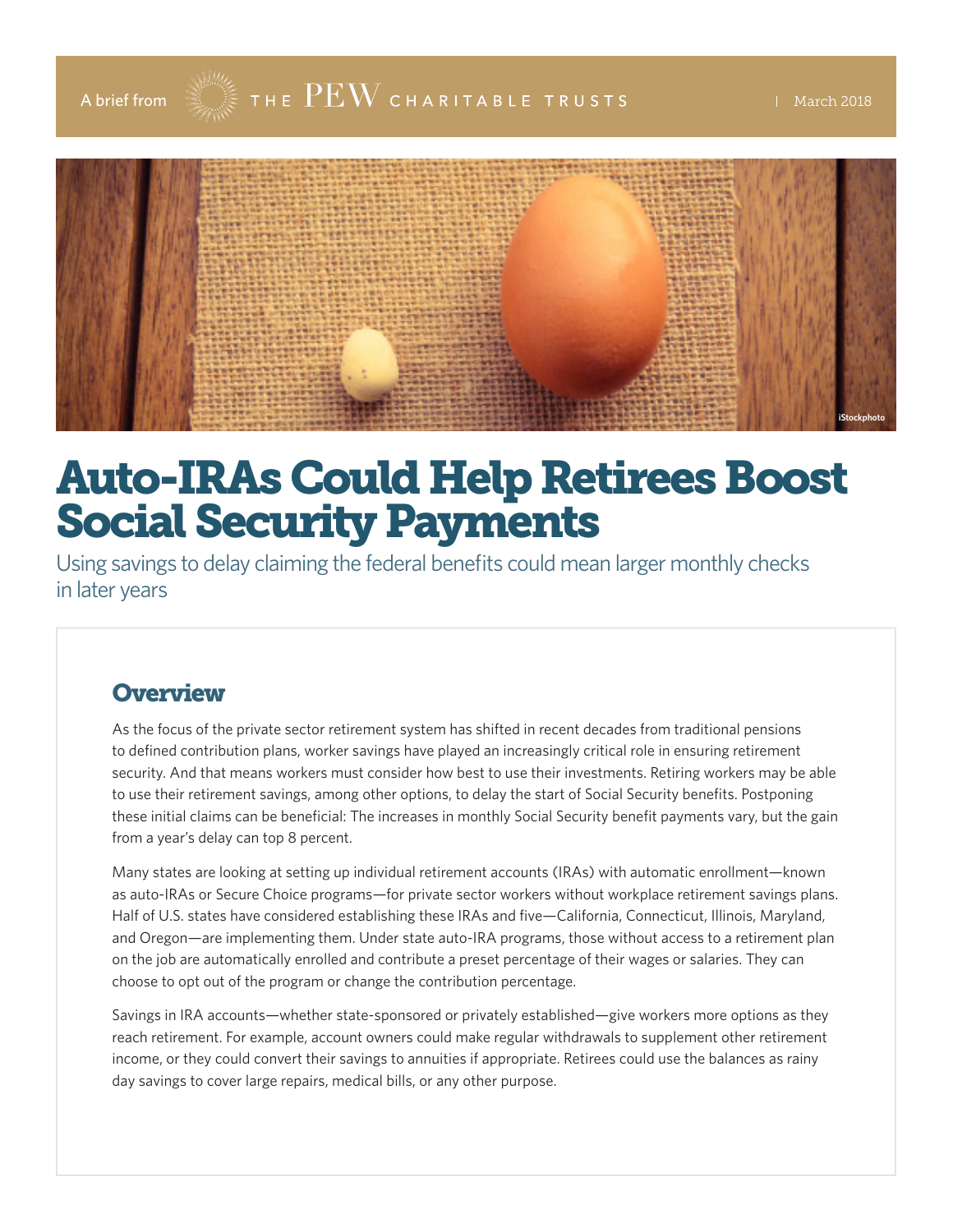A brief from THE PEW CHARITABLE TRUSTS | March 2018

# Auto-IRAs Could Help Retirees Boost Social Security Payments

Using savings to delay claiming the federal benefits could mean larger monthly checks in later years

## Overview

As the focus of the private sector retirement system has shifted in recent decades from traditional pensions to defined contribution plans, worker savings have played an increasingly critical role in ensuring retirement security. And that means workers must consider how best to use their investments. Retiring workers may be able to use their retirement savings, among other options, to delay the start of Social Security benefits. Postponing these initial claims can be beneficial: The increases in monthly Social Security benefit payments vary, but the gain from a year's delay can top 8 percent.

Many states are looking at setting up individual retirement accounts (IRAs) with automatic enrollment—known as auto-IRAs or Secure Choice programs—for private sector workers without workplace retirement savings plans. Half of U.S. states have considered establishing these IRAs and five—California, Connecticut, Illinois, Maryland, and Oregon—are implementing them. Under state auto-IRA programs, those without access to a retirement plan on the job are automatically enrolled and contribute a preset percentage of their wages or salaries. They can choose to opt out of the program or change the contribution percentage.

Savings in IRA accounts—whether state-sponsored or privately established—give workers more options as they reach retirement. For example, account owners could make regular withdrawals to supplement other retirement income, or they could convert their savings to annuities if appropriate. Retirees could use the balances as rainy day savings to cover large repairs, medical bills, or any other purpose.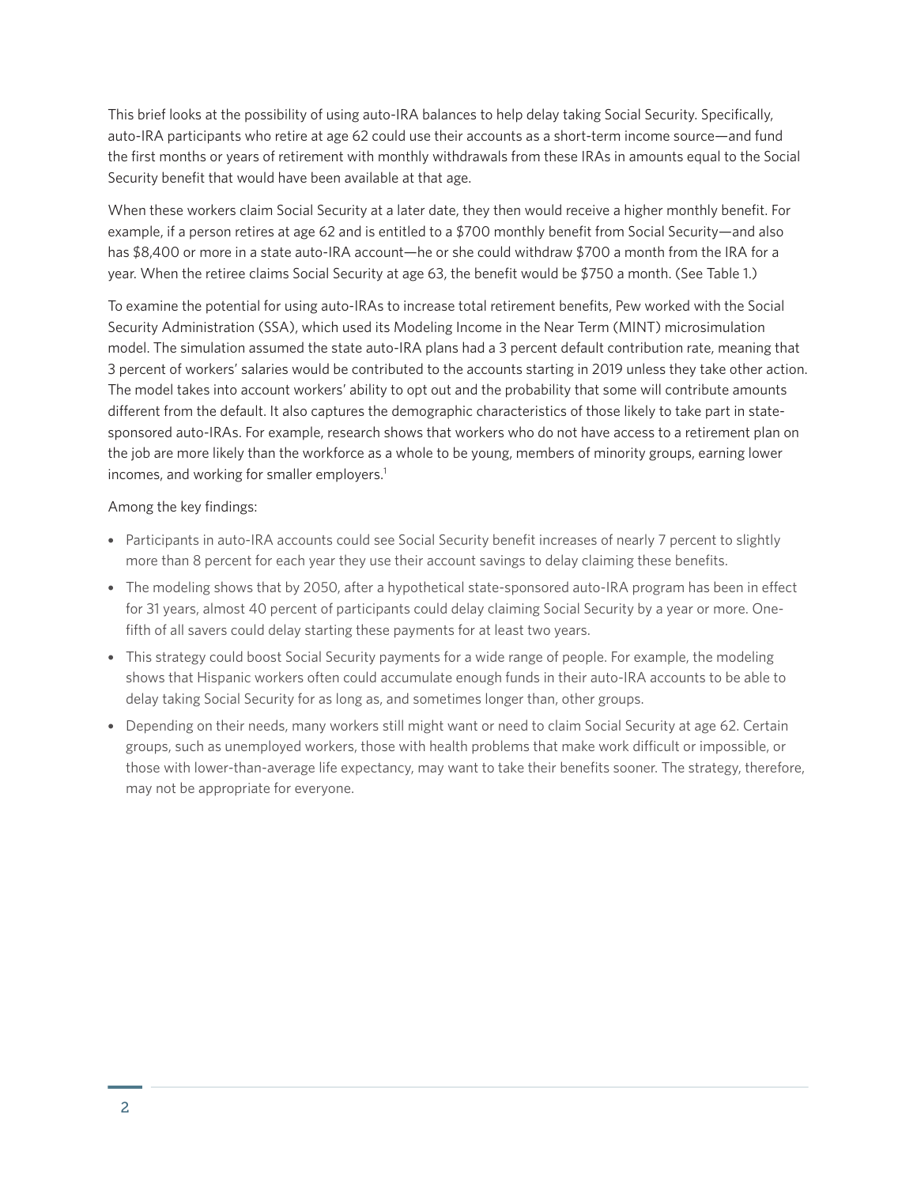This brief looks at the possibility of using auto-IRA balances to help delay taking Social Security. Specifically, auto-IRA participants who retire at age 62 could use their accounts as a short-term income source—and fund the first months or years of retirement with monthly withdrawals from these IRAs in amounts equal to the Social Security benefit that would have been available at that age.

When these workers claim Social Security at a later date, they then would receive a higher monthly benefit. For example, if a person retires at age 62 and is entitled to a $700 monthly benefit from Social Security—and also has $8,400 or more in a state auto-IRA account—he or she could withdraw $700 a month from the IRA for a year. When the retiree claims Social Security at age 63, the benefit would be $750 a month. (See Table 1.)

To examine the potential for using auto-IRAs to increase total retirement benefits, Pew worked with the Social Security Administration (SSA), which used its Modeling Income in the Near Term (MINT) microsimulation model. The simulation assumed the state auto-IRA plans had a 3 percent default contribution rate, meaning that 3 percent of workers' salaries would be contributed to the accounts starting in 2019 unless they take other action. The model takes into account workers' ability to opt out and the probability that some will contribute amounts different from the default. It also captures the demographic characteristics of those likely to take part in state-sponsored auto-IRAs. For example, research shows that workers who do not have access to a retirement plan on the job are more likely than the workforce as a whole to be young, members of minority groups, earning lower incomes, and working for smaller employers.[1]

Among the key findings:

- Participants in auto-IRA accounts could see Social Security benefit increases of nearly 7 percent to slightly more than 8 percent for each year they use their account savings to delay claiming these benefits.
- The modeling shows that by 2050, after a hypothetical state-sponsored auto-IRA program has been in effect for 31 years, almost 40 percent of participants could delay claiming Social Security by a year or more. One-fifth of all savers could delay starting these payments for at least two years.
- This strategy could boost Social Security payments for a wide range of people. For example, the modeling shows that Hispanic workers often could accumulate enough funds in their auto-IRA accounts to be able to delay taking Social Security for as long as, and sometimes longer than, other groups.
- Depending on their needs, many workers still might want or need to claim Social Security at age 62. Certain groups, such as unemployed workers, those with health problems that make work difficult or impossible, or those with lower-than-average life expectancy, may want to take their benefits sooner. The strategy, therefore, may not be appropriate for everyone.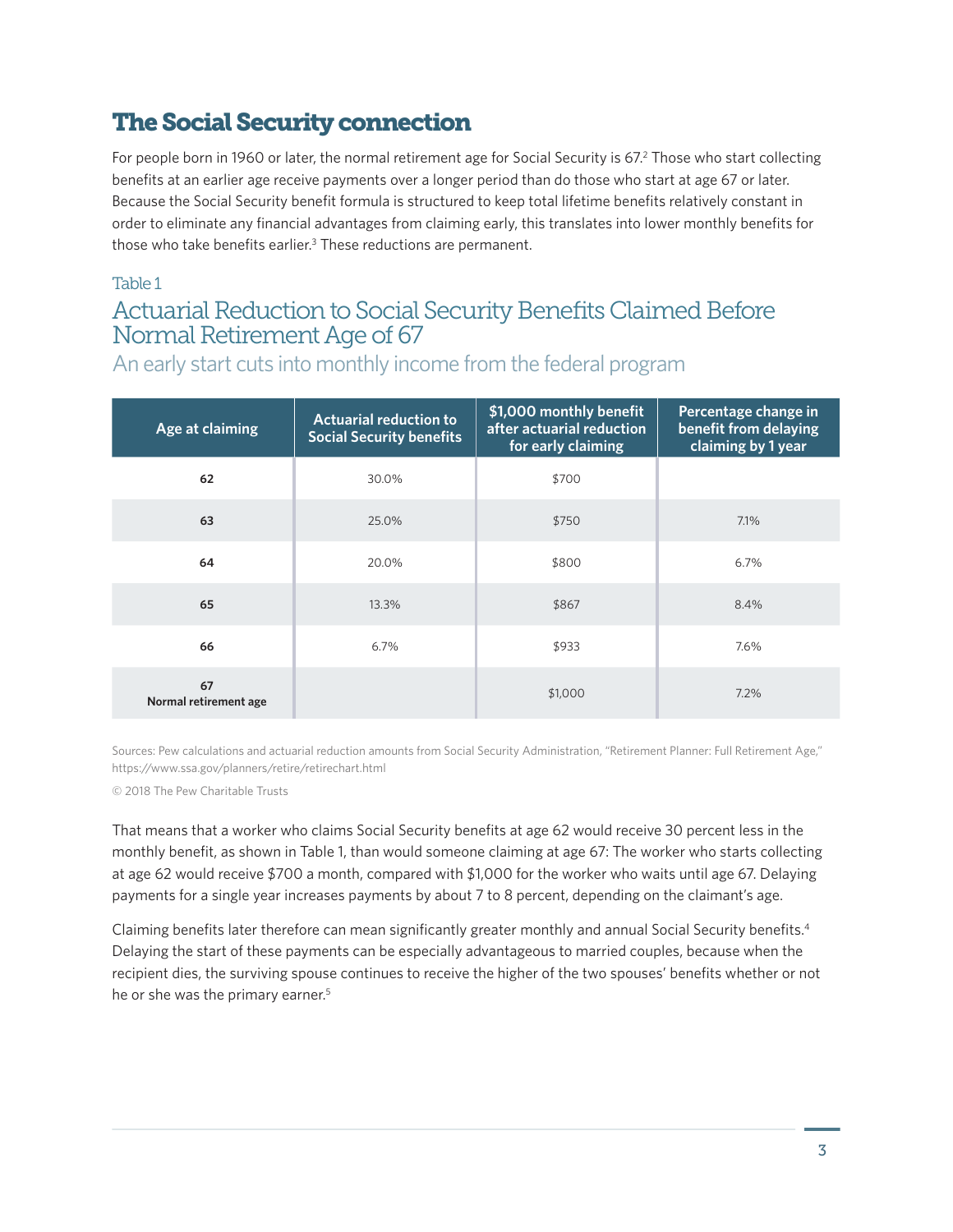## The Social Security connection

For people born in 1960 or later, the normal retirement age for Social Security is 67.[2] Those who start collecting benefits at an earlier age receive payments over a longer period than do those who start at age 67 or later. Because the Social Security benefit formula is structured to keep total lifetime benefits relatively constant in order to eliminate any financial advantages from claiming early, this translates into lower monthly benefits for those who take benefits earlier.[3] These reductions are permanent.

Table 1

### Actuarial Reduction to Social Security Benefits Claimed Before Normal Retirement Age of 67

An early start cuts into monthly income from the federal program

| Age at claiming | Actuarial reduction to Social Security benefits | $1,000 monthly benefit after actuarial reduction for early claiming | Percentage change in benefit from delaying claiming by 1 year |
|---|---|---|---|
| **62** | 30.0% | $700 | |
| **63** | 25.0% | $750 | 7.1% |
| **64** | 20.0% | $800 | 6.7% |
| **65** | 13.3% | $867 | 8.4% |
| **66** | 6.7% | $933 | 7.6% |
| **67 Normal retirement age** | | $1,000 | 7.2% |

Sources: Pew calculations and actuarial reduction amounts from Social Security Administration, "Retirement Planner: Full Retirement Age," https://www.ssa.gov/planners/retire/retirechart.html

© 2018 The Pew Charitable Trusts

That means that a worker who claims Social Security benefits at age 62 would receive 30 percent less in the monthly benefit, as shown in Table 1, than would someone claiming at age 67: The worker who starts collecting at age 62 would receive $700 a month, compared with $1,000 for the worker who waits until age 67. Delaying payments for a single year increases payments by about 7 to 8 percent, depending on the claimant's age.

Claiming benefits later therefore can mean significantly greater monthly and annual Social Security benefits.[4] Delaying the start of these payments can be especially advantageous to married couples, because when the recipient dies, the surviving spouse continues to receive the higher of the two spouses' benefits whether or not he or she was the primary earner.[5]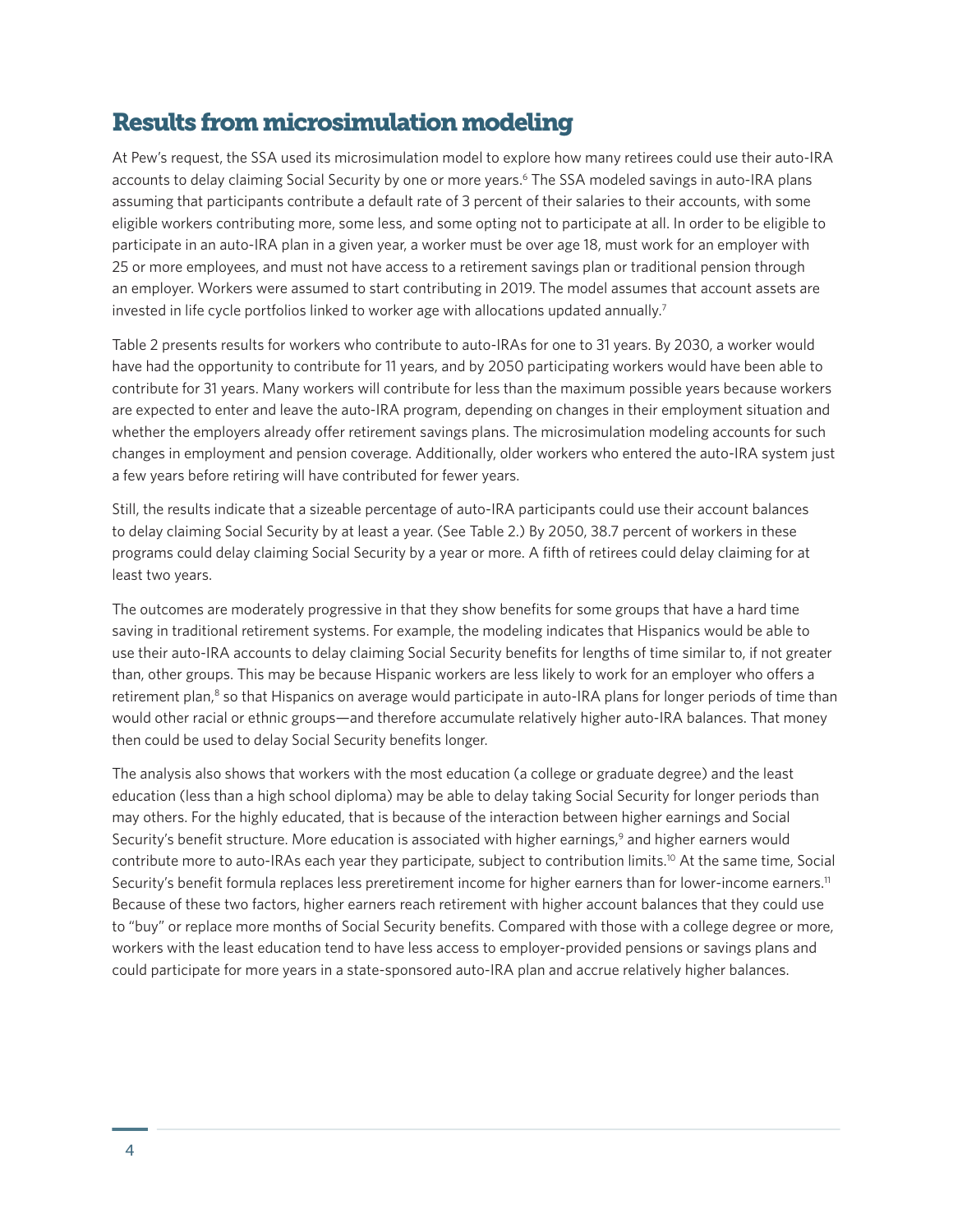## Results from microsimulation modeling

At Pew's request, the SSA used its microsimulation model to explore how many retirees could use their auto-IRA accounts to delay claiming Social Security by one or more years.[6] The SSA modeled savings in auto-IRA plans assuming that participants contribute a default rate of 3 percent of their salaries to their accounts, with some eligible workers contributing more, some less, and some opting not to participate at all. In order to be eligible to participate in an auto-IRA plan in a given year, a worker must be over age 18, must work for an employer with 25 or more employees, and must not have access to a retirement savings plan or traditional pension through an employer. Workers were assumed to start contributing in 2019. The model assumes that account assets are invested in life cycle portfolios linked to worker age with allocations updated annually.[7]

Table 2 presents results for workers who contribute to auto-IRAs for one to 31 years. By 2030, a worker would have had the opportunity to contribute for 11 years, and by 2050 participating workers would have been able to contribute for 31 years. Many workers will contribute for less than the maximum possible years because workers are expected to enter and leave the auto-IRA program, depending on changes in their employment situation and whether the employers already offer retirement savings plans. The microsimulation modeling accounts for such changes in employment and pension coverage. Additionally, older workers who entered the auto-IRA system just a few years before retiring will have contributed for fewer years.

Still, the results indicate that a sizeable percentage of auto-IRA participants could use their account balances to delay claiming Social Security by at least a year. (See Table 2.) By 2050, 38.7 percent of workers in these programs could delay claiming Social Security by a year or more. A fifth of retirees could delay claiming for at least two years.

The outcomes are moderately progressive in that they show benefits for some groups that have a hard time saving in traditional retirement systems. For example, the modeling indicates that Hispanics would be able to use their auto-IRA accounts to delay claiming Social Security benefits for lengths of time similar to, if not greater than, other groups. This may be because Hispanic workers are less likely to work for an employer who offers a retirement plan,[8] so that Hispanics on average would participate in auto-IRA plans for longer periods of time than would other racial or ethnic groups—and therefore accumulate relatively higher auto-IRA balances. That money then could be used to delay Social Security benefits longer.

The analysis also shows that workers with the most education (a college or graduate degree) and the least education (less than a high school diploma) may be able to delay taking Social Security for longer periods than may others. For the highly educated, that is because of the interaction between higher earnings and Social Security's benefit structure. More education is associated with higher earnings,[9] and higher earners would contribute more to auto-IRAs each year they participate, subject to contribution limits.[10] At the same time, Social Security's benefit formula replaces less preretirement income for higher earners than for lower-income earners.[11] Because of these two factors, higher earners reach retirement with higher account balances that they could use to "buy" or replace more months of Social Security benefits. Compared with those with a college degree or more, workers with the least education tend to have less access to employer-provided pensions or savings plans and could participate for more years in a state-sponsored auto-IRA plan and accrue relatively higher balances.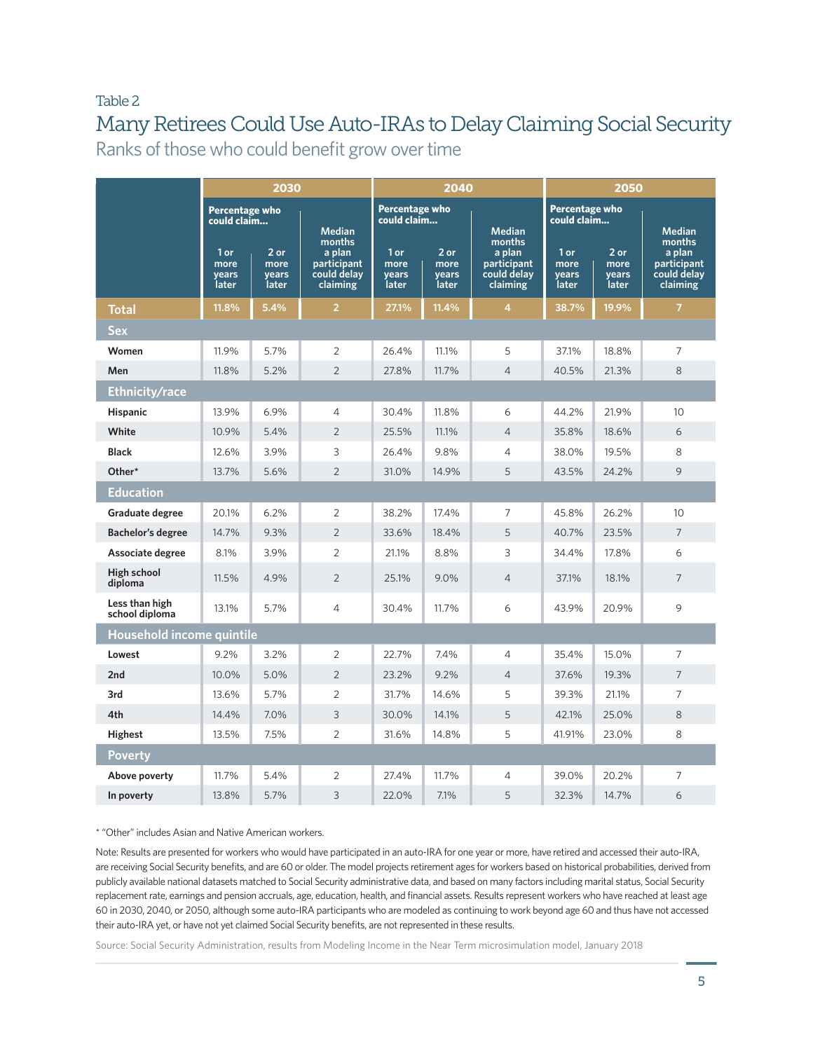Table 2

## Many Retirees Could Use Auto-IRAs to Delay Claiming Social Security

Ranks of those who could benefit grow over time

| | 2030 | | | 2040 | | | 2050 | | |
|---|---|---|---|---|---|---|---|---|---|
| | Percentage who could claim... 1 or more years later | Percentage who could claim... 2 or more years later | Median months a plan participant could delay claiming | Percentage who could claim... 1 or more years later | Percentage who could claim... 2 or more years later | Median months a plan participant could delay claiming | Percentage who could claim... 1 or more years later | Percentage who could claim... 2 or more years later | Median months a plan participant could delay claiming |
| **Total** | 11.8% | 5.4% | 2 | 27.1% | 11.4% | 4 | 38.7% | 19.9% | 7 |
| **Sex** | | | | | | | | | |
| Women | 11.9% | 5.7% | 2 | 26.4% | 11.1% | 5 | 37.1% | 18.8% | 7 |
| Men | 11.8% | 5.2% | 2 | 27.8% | 11.7% | 4 | 40.5% | 21.3% | 8 |
| **Ethnicity/race** | | | | | | | | | |
| Hispanic | 13.9% | 6.9% | 4 | 30.4% | 11.8% | 6 | 44.2% | 21.9% | 10 |
| White | 10.9% | 5.4% | 2 | 25.5% | 11.1% | 4 | 35.8% | 18.6% | 6 |
| Black | 12.6% | 3.9% | 3 | 26.4% | 9.8% | 4 | 38.0% | 19.5% | 8 |
| Other* | 13.7% | 5.6% | 2 | 31.0% | 14.9% | 5 | 43.5% | 24.2% | 9 |
| **Education** | | | | | | | | | |
| Graduate degree | 20.1% | 6.2% | 2 | 38.2% | 17.4% | 7 | 45.8% | 26.2% | 10 |
| Bachelor's degree | 14.7% | 9.3% | 2 | 33.6% | 18.4% | 5 | 40.7% | 23.5% | 7 |
| Associate degree | 8.1% | 3.9% | 2 | 21.1% | 8.8% | 3 | 34.4% | 17.8% | 6 |
| High school diploma | 11.5% | 4.9% | 2 | 25.1% | 9.0% | 4 | 37.1% | 18.1% | 7 |
| Less than high school diploma | 13.1% | 5.7% | 4 | 30.4% | 11.7% | 6 | 43.9% | 20.9% | 9 |
| **Household income quintile** | | | | | | | | | |
| Lowest | 9.2% | 3.2% | 2 | 22.7% | 7.4% | 4 | 35.4% | 15.0% | 7 |
| 2nd | 10.0% | 5.0% | 2 | 23.2% | 9.2% | 4 | 37.6% | 19.3% | 7 |
| 3rd | 13.6% | 5.7% | 2 | 31.7% | 14.6% | 5 | 39.3% | 21.1% | 7 |
| 4th | 14.4% | 7.0% | 3 | 30.0% | 14.1% | 5 | 42.1% | 25.0% | 8 |
| Highest | 13.5% | 7.5% | 2 | 31.6% | 14.8% | 5 | 41.91% | 23.0% | 8 |
| **Poverty** | | | | | | | | | |
| Above poverty | 11.7% | 5.4% | 2 | 27.4% | 11.7% | 4 | 39.0% | 20.2% | 7 |
| In poverty | 13.8% | 5.7% | 3 | 22.0% | 7.1% | 5 | 32.3% | 14.7% | 6 |

* "Other" includes Asian and Native American workers.

Note: Results are presented for workers who would have participated in an auto-IRA for one year or more, have retired and accessed their auto-IRA, are receiving Social Security benefits, and are 60 or older. The model projects retirement ages for workers based on historical probabilities, derived from publicly available national datasets matched to Social Security administrative data, and based on many factors including marital status, Social Security replacement rate, earnings and pension accruals, age, education, health, and financial assets. Results represent workers who have reached at least age 60 in 2030, 2040, or 2050, although some auto-IRA participants who are modeled as continuing to work beyond age 60 and thus have not accessed their auto-IRA yet, or have not yet claimed Social Security benefits, are not represented in these results.

Source: Social Security Administration, results from Modeling Income in the Near Term microsimulation model, January 2018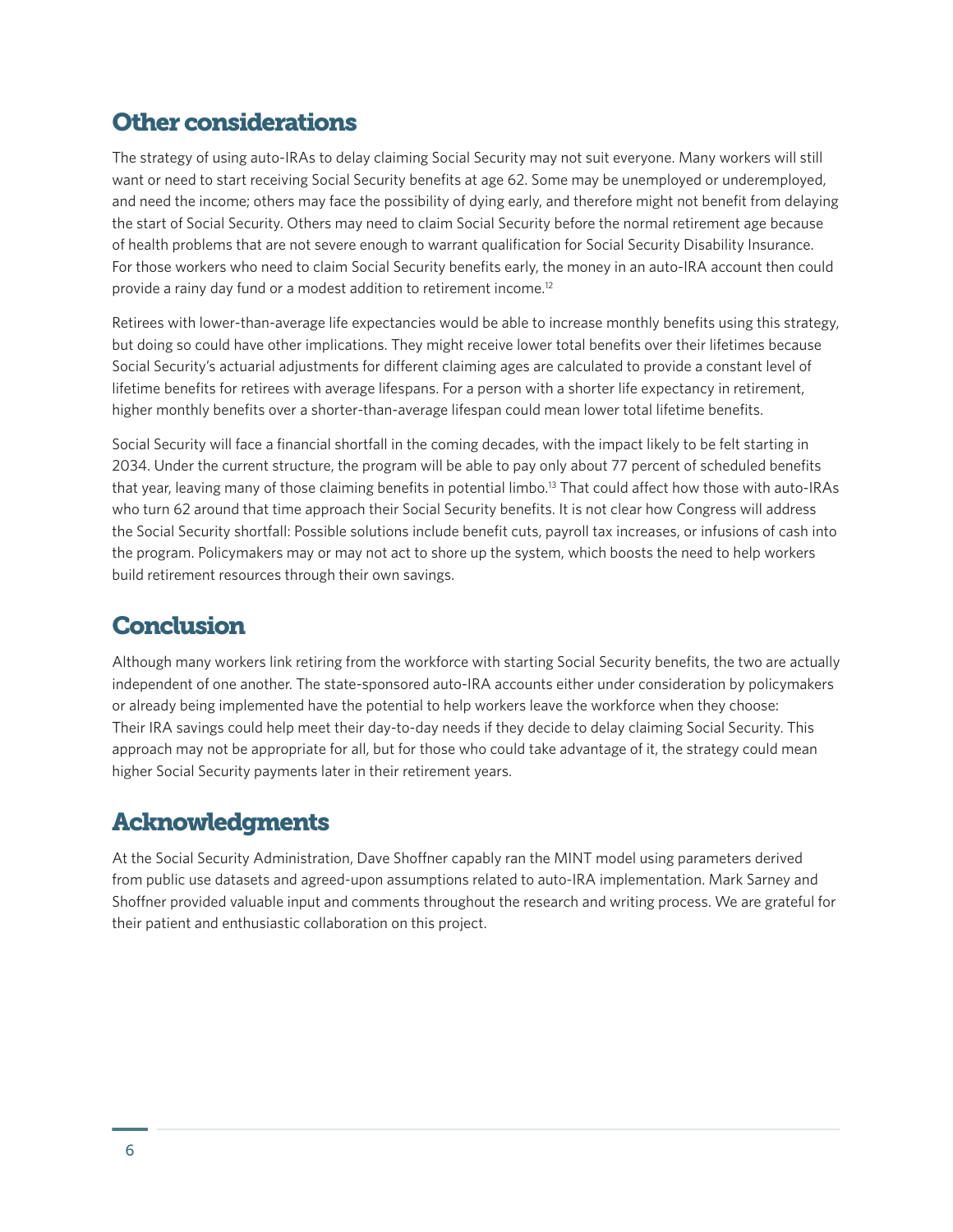## Other considerations

The strategy of using auto-IRAs to delay claiming Social Security may not suit everyone. Many workers will still want or need to start receiving Social Security benefits at age 62. Some may be unemployed or underemployed, and need the income; others may face the possibility of dying early, and therefore might not benefit from delaying the start of Social Security. Others may need to claim Social Security before the normal retirement age because of health problems that are not severe enough to warrant qualification for Social Security Disability Insurance. For those workers who need to claim Social Security benefits early, the money in an auto-IRA account then could provide a rainy day fund or a modest addition to retirement income.[12]

Retirees with lower-than-average life expectancies would be able to increase monthly benefits using this strategy, but doing so could have other implications. They might receive lower total benefits over their lifetimes because Social Security's actuarial adjustments for different claiming ages are calculated to provide a constant level of lifetime benefits for retirees with average lifespans. For a person with a shorter life expectancy in retirement, higher monthly benefits over a shorter-than-average lifespan could mean lower total lifetime benefits.

Social Security will face a financial shortfall in the coming decades, with the impact likely to be felt starting in 2034. Under the current structure, the program will be able to pay only about 77 percent of scheduled benefits that year, leaving many of those claiming benefits in potential limbo.[13] That could affect how those with auto-IRAs who turn 62 around that time approach their Social Security benefits. It is not clear how Congress will address the Social Security shortfall: Possible solutions include benefit cuts, payroll tax increases, or infusions of cash into the program. Policymakers may or may not act to shore up the system, which boosts the need to help workers build retirement resources through their own savings.

## Conclusion

Although many workers link retiring from the workforce with starting Social Security benefits, the two are actually independent of one another. The state-sponsored auto-IRA accounts either under consideration by policymakers or already being implemented have the potential to help workers leave the workforce when they choose: Their IRA savings could help meet their day-to-day needs if they decide to delay claiming Social Security. This approach may not be appropriate for all, but for those who could take advantage of it, the strategy could mean higher Social Security payments later in their retirement years.

## Acknowledgments

At the Social Security Administration, Dave Shoffner capably ran the MINT model using parameters derived from public use datasets and agreed-upon assumptions related to auto-IRA implementation. Mark Sarney and Shoffner provided valuable input and comments throughout the research and writing process. We are grateful for their patient and enthusiastic collaboration on this project.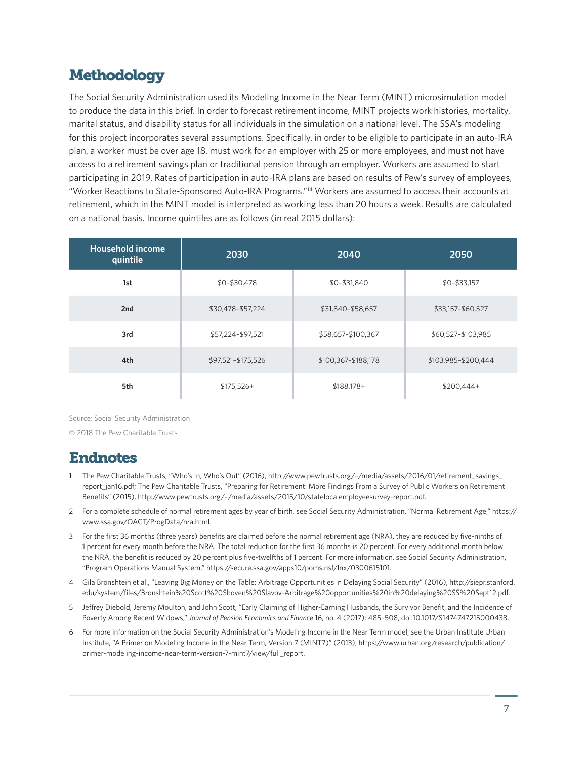## Methodology

The Social Security Administration used its Modeling Income in the Near Term (MINT) microsimulation model to produce the data in this brief. In order to forecast retirement income, MINT projects work histories, mortality, marital status, and disability status for all individuals in the simulation on a national level. The SSA's modeling for this project incorporates several assumptions. Specifically, in order to be eligible to participate in an auto-IRA plan, a worker must be over age 18, must work for an employer with 25 or more employees, and must not have access to a retirement savings plan or traditional pension through an employer. Workers are assumed to start participating in 2019. Rates of participation in auto-IRA plans are based on results of Pew's survey of employees, "Worker Reactions to State-Sponsored Auto-IRA Programs."[14] Workers are assumed to access their accounts at retirement, which in the MINT model is interpreted as working less than 20 hours a week. Results are calculated on a national basis. Income quintiles are as follows (in real 2015 dollars):

| Household income quintile | 2030 | 2040 | 2050 |
|---|---|---|---|
| 1st | $0–$30,478 | $0–$31,840 | $0–$33,157 |
| 2nd | $30,478–$57,224 | $31,840–$58,657 | $33,157–$60,527 |
| 3rd | $57,224–$97,521 | $58,657–$100,367 | $60,527–$103,985 |
| 4th | $97,521–$175,526 | $100,367–$188,178 | $103,985–$200,444 |
| 5th | $175,526+ | $188,178+ | $200,444+ |

Source: Social Security Administration

© 2018 The Pew Charitable Trusts

## Endnotes

1. The Pew Charitable Trusts, "Who's In, Who's Out" (2016), http://www.pewtrusts.org/~/media/assets/2016/01/retirement_savings_report_jan16.pdf; The Pew Charitable Trusts, "Preparing for Retirement: More Findings From a Survey of Public Workers on Retirement Benefits" (2015), http://www.pewtrusts.org/~/media/assets/2015/10/statelocalemployeesurvey-report.pdf.
2. For a complete schedule of normal retirement ages by year of birth, see Social Security Administration, "Normal Retirement Age," https://www.ssa.gov/OACT/ProgData/nra.html.
3. For the first 36 months (three years) benefits are claimed before the normal retirement age (NRA), they are reduced by five-ninths of 1 percent for every month before the NRA. The total reduction for the first 36 months is 20 percent. For every additional month below the NRA, the benefit is reduced by 20 percent plus five-twelfths of 1 percent. For more information, see Social Security Administration, "Program Operations Manual System," https://secure.ssa.gov/apps10/poms.nsf/lnx/0300615101.
4. Gila Bronshtein et al., "Leaving Big Money on the Table: Arbitrage Opportunities in Delaying Social Security" (2016), http://siepr.stanford.edu/system/files/Bronshtein%20Scott%20Shoven%20Slavov-Arbitrage%20opportunities%20in%20delaying%20SS%20Sept12.pdf.
5. Jeffrey Diebold, Jeremy Moulton, and John Scott, "Early Claiming of Higher-Earning Husbands, the Survivor Benefit, and the Incidence of Poverty Among Recent Widows," *Journal of Pension Economics and Finance* 16, no. 4 (2017): 485–508, doi:10.1017/S1474747215000438.
6. For more information on the Social Security Administration's Modeling Income in the Near Term model, see the Urban Institute Urban Institute, "A Primer on Modeling Income in the Near Term, Version 7 (MINT7)" (2013), https://www.urban.org/research/publication/primer-modeling-income-near-term-version-7-mint7/view/full_report.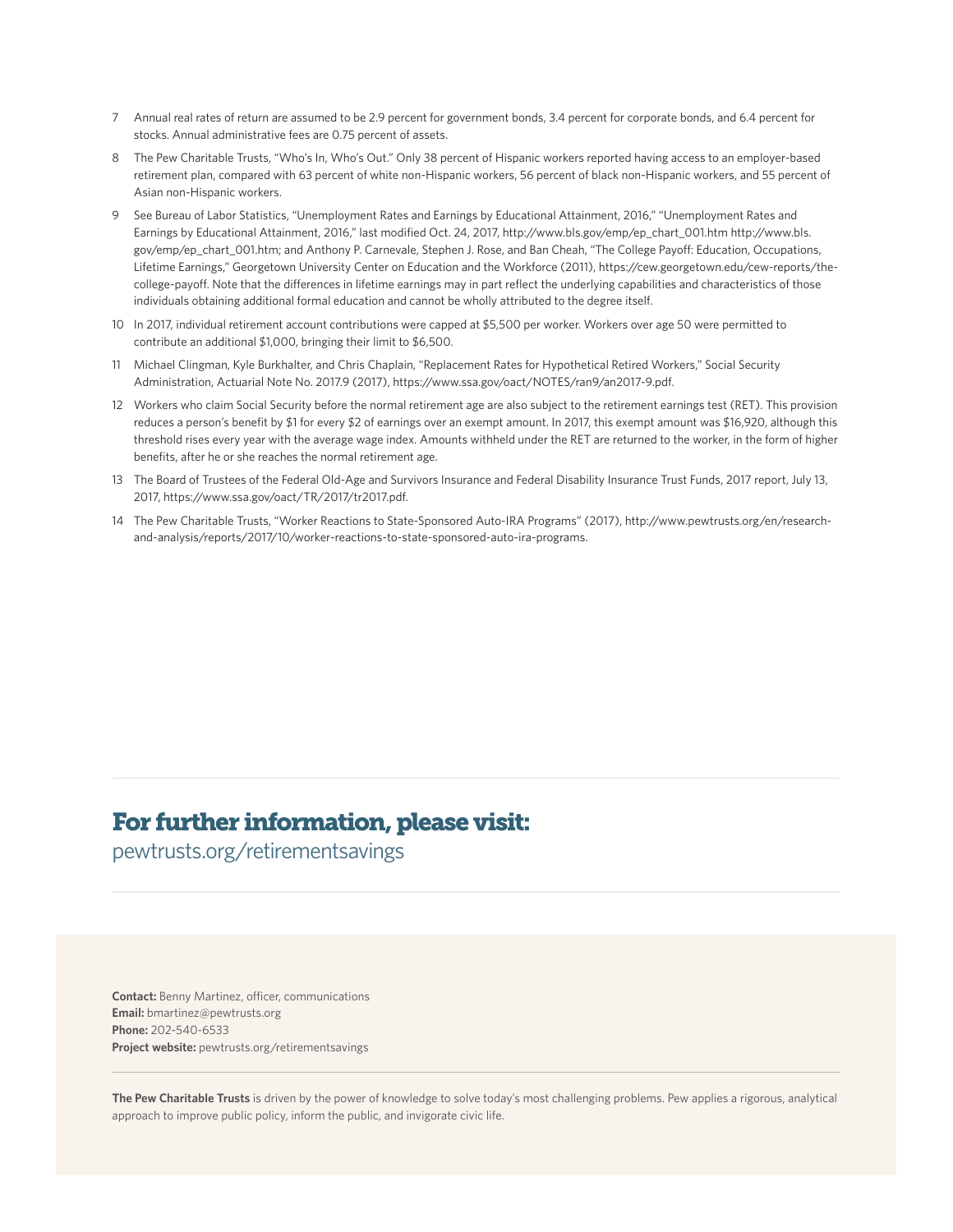7 Annual real rates of return are assumed to be 2.9 percent for government bonds, 3.4 percent for corporate bonds, and 6.4 percent for stocks. Annual administrative fees are 0.75 percent of assets.

8 The Pew Charitable Trusts, "Who's In, Who's Out." Only 38 percent of Hispanic workers reported having access to an employer-based retirement plan, compared with 63 percent of white non-Hispanic workers, 56 percent of black non-Hispanic workers, and 55 percent of Asian non-Hispanic workers.

9 See Bureau of Labor Statistics, "Unemployment Rates and Earnings by Educational Attainment, 2016," "Unemployment Rates and Earnings by Educational Attainment, 2016," last modified Oct. 24, 2017, http://www.bls.gov/emp/ep_chart_001.htm http://www.bls.gov/emp/ep_chart_001.htm; and Anthony P. Carnevale, Stephen J. Rose, and Ban Cheah, "The College Payoff: Education, Occupations, Lifetime Earnings," Georgetown University Center on Education and the Workforce (2011), https://cew.georgetown.edu/cew-reports/the-college-payoff. Note that the differences in lifetime earnings may in part reflect the underlying capabilities and characteristics of those individuals obtaining additional formal education and cannot be wholly attributed to the degree itself.

10 In 2017, individual retirement account contributions were capped at $5,500 per worker. Workers over age 50 were permitted to contribute an additional $1,000, bringing their limit to $6,500.

11 Michael Clingman, Kyle Burkhalter, and Chris Chaplain, "Replacement Rates for Hypothetical Retired Workers," Social Security Administration, Actuarial Note No. 2017.9 (2017), https://www.ssa.gov/oact/NOTES/ran9/an2017-9.pdf.

12 Workers who claim Social Security before the normal retirement age are also subject to the retirement earnings test (RET). This provision reduces a person's benefit by $1 for every $2 of earnings over an exempt amount. In 2017, this exempt amount was $16,920, although this threshold rises every year with the average wage index. Amounts withheld under the RET are returned to the worker, in the form of higher benefits, after he or she reaches the normal retirement age.

13 The Board of Trustees of the Federal Old-Age and Survivors Insurance and Federal Disability Insurance Trust Funds, 2017 report, July 13, 2017, https://www.ssa.gov/oact/TR/2017/tr2017.pdf.

14 The Pew Charitable Trusts, "Worker Reactions to State-Sponsored Auto-IRA Programs" (2017), http://www.pewtrusts.org/en/research-and-analysis/reports/2017/10/worker-reactions-to-state-sponsored-auto-ira-programs.

## For further information, please visit:

pewtrusts.org/retirementsavings

**Contact:** Benny Martinez, officer, communications
**Email:** bmartinez@pewtrusts.org
**Phone:** 202-540-6533
**Project website:** pewtrusts.org/retirementsavings

**The Pew Charitable Trusts** is driven by the power of knowledge to solve today's most challenging problems. Pew applies a rigorous, analytical approach to improve public policy, inform the public, and invigorate civic life.